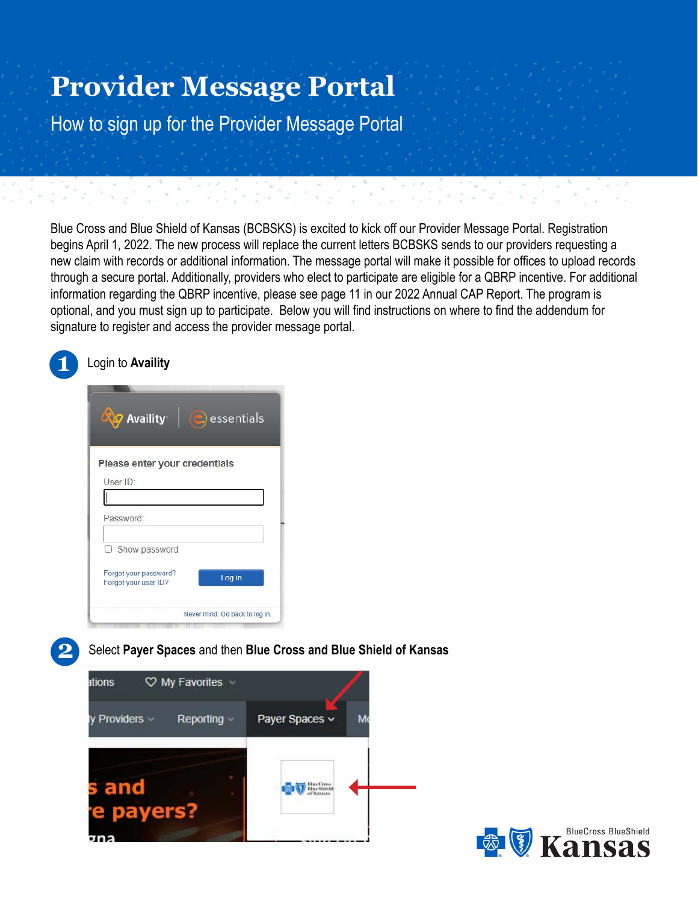# Provider Message Portal

## How to sign up for the Provider Message Portal

Blue Cross and Blue Shield of Kansas (BCBSKS) is excited to kick off our Provider Message Portal. Registration begins April 1, 2022. The new process will replace the current letters BCBSKS sends to our providers requesting a new claim with records or additional information. The message portal will make it possible for offices to upload records through a secure portal. Additionally, providers who elect to participate are eligible for a QBRP incentive. For additional information regarding the QBRP incentive, please see page 11 in our 2022 Annual CAP Report. The program is optional, and you must sign up to participate. Below you will find instructions on where to find the addendum for signature to register and access the provider message portal.

1. Login to **Availity**

2. Select **Payer Spaces** and then **Blue Cross and Blue Shield of Kansas**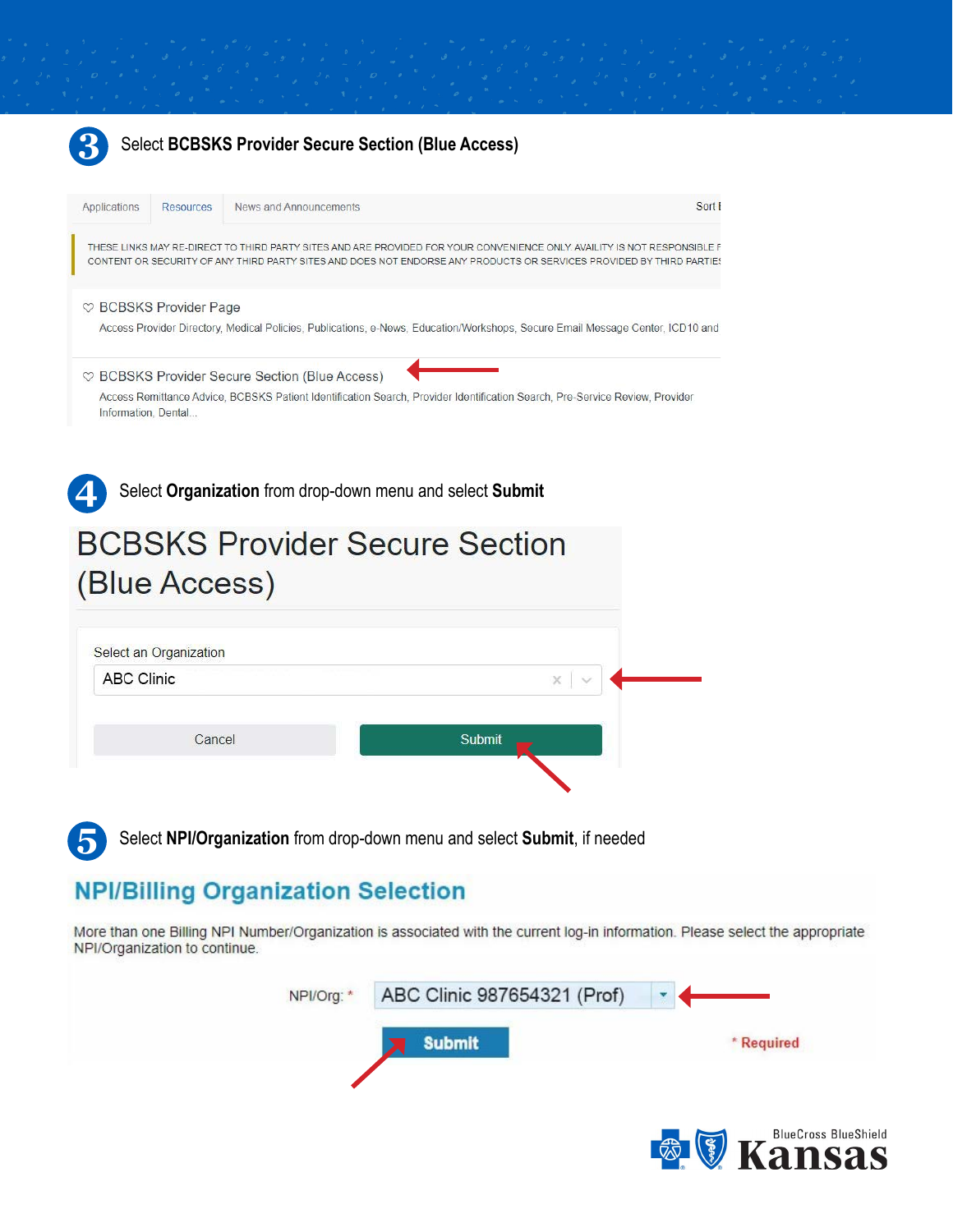**3** Select **BCBSKS Provider Secure Section (Blue Access)**

Applications | Resources | News and Announcements | Sort I

THESE LINKS MAY RE-DIRECT TO THIRD PARTY SITES AND ARE PROVIDED FOR YOUR CONVENIENCE ONLY. AVAILITY IS NOT RESPONSIBLE F CONTENT OR SECURITY OF ANY THIRD PARTY SITES AND DOES NOT ENDORSE ANY PRODUCTS OR SERVICES PROVIDED BY THIRD PARTIES

♡ BCBSKS Provider Page
Access Provider Directory, Medical Policies, Publications, e-News, Education/Workshops, Secure Email Message Center, ICD10 and

♡ BCBSKS Provider Secure Section (Blue Access)
Access Remittance Advice, BCBSKS Patient Identification Search, Provider Identification Search, Pre-Service Review, Provider Information, Dental...

**4** Select **Organization** from drop-down menu and select **Submit**

BCBSKS Provider Secure Section (Blue Access)

Select an Organization
ABC Clinic

Cancel | Submit

**5** Select **NPI/Organization** from drop-down menu and select **Submit**, if needed

NPI/Billing Organization Selection

More than one Billing NPI Number/Organization is associated with the current log-in information. Please select the appropriate NPI/Organization to continue.

NPI/Org: * ABC Clinic 987654321 (Prof)

Submit

\* Required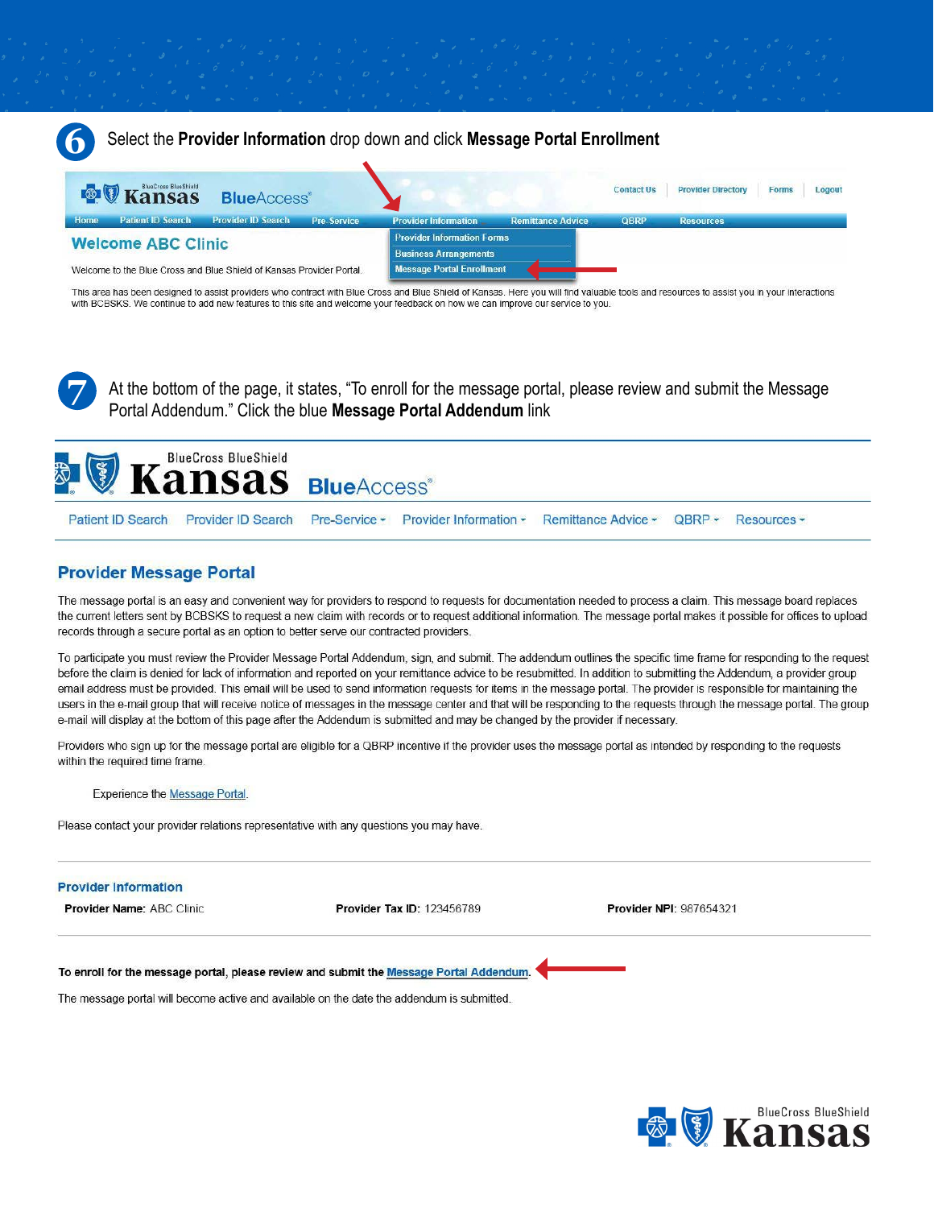**6** Select the **Provider Information** drop down and click **Message Portal Enrollment**

Home | Patient ID Search | Provider ID Search | Pre-Service | Provider Information | Remittance Advice | QBRP | Resources

Contact Us | Provider Directory | Forms | Logout

Provider Information Forms
Business Arrangements
Message Portal Enrollment

**Welcome ABC Clinic**

Welcome to the Blue Cross and Blue Shield of Kansas Provider Portal.

This area has been designed to assist providers who contract with Blue Cross and Blue Shield of Kansas. Here you will find valuable tools and resources to assist you in your interactions with BCBSKS. We continue to add new features to this site and welcome your feedback on how we can improve our service to you.

**7** At the bottom of the page, it states, "To enroll for the message portal, please review and submit the Message Portal Addendum." Click the blue **Message Portal Addendum** link

Patient ID Search | Provider ID Search | Pre-Service | Provider Information | Remittance Advice | QBRP | Resources

## Provider Message Portal

The message portal is an easy and convenient way for providers to respond to requests for documentation needed to process a claim. This message board replaces the current letters sent by BCBSKS to request a new claim with records or to request additional information. The message portal makes it possible for offices to upload records through a secure portal as an option to better serve our contracted providers.

To participate you must review the Provider Message Portal Addendum, sign, and submit. The addendum outlines the specific time frame for responding to the request before the claim is denied for lack of information and reported on your remittance advice to be resubmitted. In addition to submitting the Addendum, a provider group email address must be provided. This email will be used to send information requests for items in the message portal. The provider is responsible for maintaining the users in the e-mail group that will receive notice of messages in the message center and that will be responding to the requests through the message portal. The group e-mail will display at the bottom of this page after the Addendum is submitted and may be changed by the provider if necessary.

Providers who sign up for the message portal are eligible for a QBRP incentive if the provider uses the message portal as intended by responding to the requests within the required time frame.

Experience the Message Portal.

Please contact your provider relations representative with any questions you may have.

### Provider Information

**Provider Name:** ABC Clinic **Provider Tax ID:** 123456789 **Provider NPI:** 987654321

**To enroll for the message portal, please review and submit the Message Portal Addendum.**

The message portal will become active and available on the date the addendum is submitted.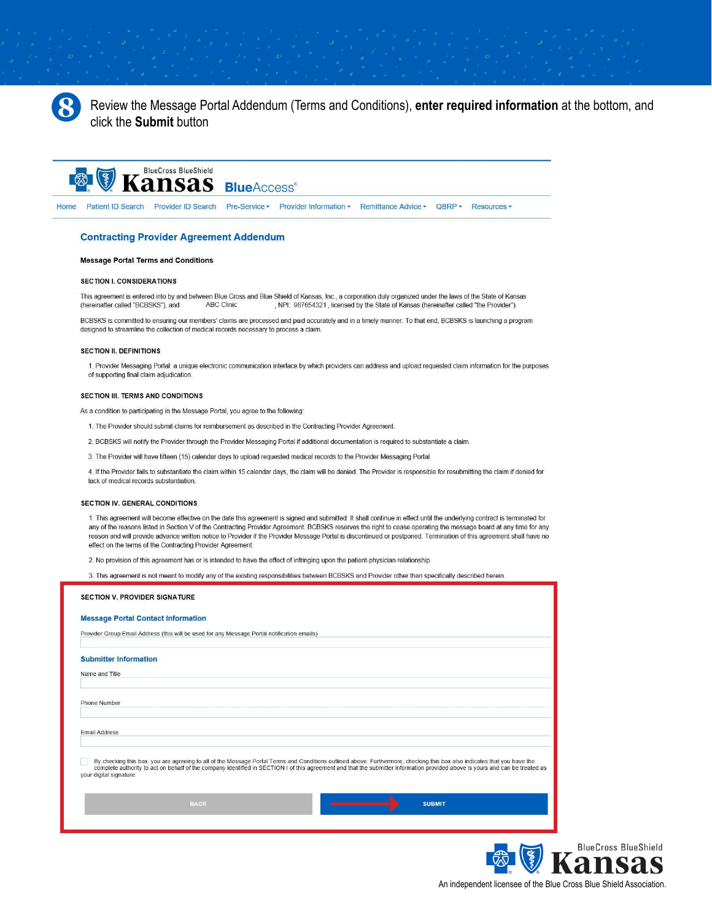**8** Review the Message Portal Addendum (Terms and Conditions), **enter required information** at the bottom, and click the **Submit** button

BlueCross BlueShield Kansas BlueAccess®

Home | Patient ID Search | Provider ID Search | Pre-Service | Provider Information | Remittance Advice | QBRP | Resources

## Contracting Provider Agreement Addendum

**Message Portal Terms and Conditions**

**SECTION I. CONSIDERATIONS**

This agreement is entered into by and between Blue Cross and Blue Shield of Kansas, Inc., a corporation duly organized under the laws of the State of Kansas (hereinafter called "BCBSKS"), and ABC Clinic , NPI: 987654321 , licensed by the State of Kansas (hereinafter called "the Provider").

BCBSKS is committed to ensuring our members' claims are processed and paid accurately and in a timely manner. To that end, BCBSKS is launching a program designed to streamline the collection of medical records necessary to process a claim.

**SECTION II. DEFINITIONS**

1. Provider Messaging Portal: a unique electronic communication interface by which providers can address and upload requested claim information for the purposes of supporting final claim adjudication.

**SECTION III. TERMS AND CONDITIONS**

As a condition to participating in the Message Portal, you agree to the following:

1. The Provider should submit claims for reimbursement as described in the Contracting Provider Agreement.
2. BCBSKS will notify the Provider through the Provider Messaging Portal if additional documentation is required to substantiate a claim.
3. The Provider will have fifteen (15) calendar days to upload requested medical records to the Provider Messaging Portal.
4. If the Provider fails to substantiate the claim within 15 calendar days, the claim will be denied. The Provider is responsible for resubmitting the claim if denied for lack of medical records substantiation.

**SECTION IV. GENERAL CONDITIONS**

1. This agreement will become effective on the date this agreement is signed and submitted. It shall continue in effect until the underlying contract is terminated for any of the reasons listed in Section V of the Contracting Provider Agreement. BCBSKS reserves the right to cease operating the message board at any time for any reason and will provide advance written notice to Provider if the Provider Message Portal is discontinued or postponed. Termination of this agreement shall have no effect on the terms of the Contracting Provider Agreement.
2. No provision of this agreement has or is intended to have the effect of infringing upon the patient-physician relationship.
3. This agreement is not meant to modify any of the existing responsibilities between BCBSKS and Provider other than specifically described herein.

**SECTION V. PROVIDER SIGNATURE**

**Message Portal Contact Information**

Provider Group Email Address (this will be used for any Message Portal notification emails)

**Submitter Information**

Name and Title

Phone Number

Email Address

By checking this box, you are agreeing to all of the Message Portal Terms and Conditions outlined above. Furthermore, checking this box also indicates that you have the complete authority to act on behalf of the company identified in SECTION I of this agreement and that the submitter information provided above is yours and can be treated as your digital signature.

BACK | SUBMIT

BlueCross BlueShield Kansas

An independent licensee of the Blue Cross Blue Shield Association.